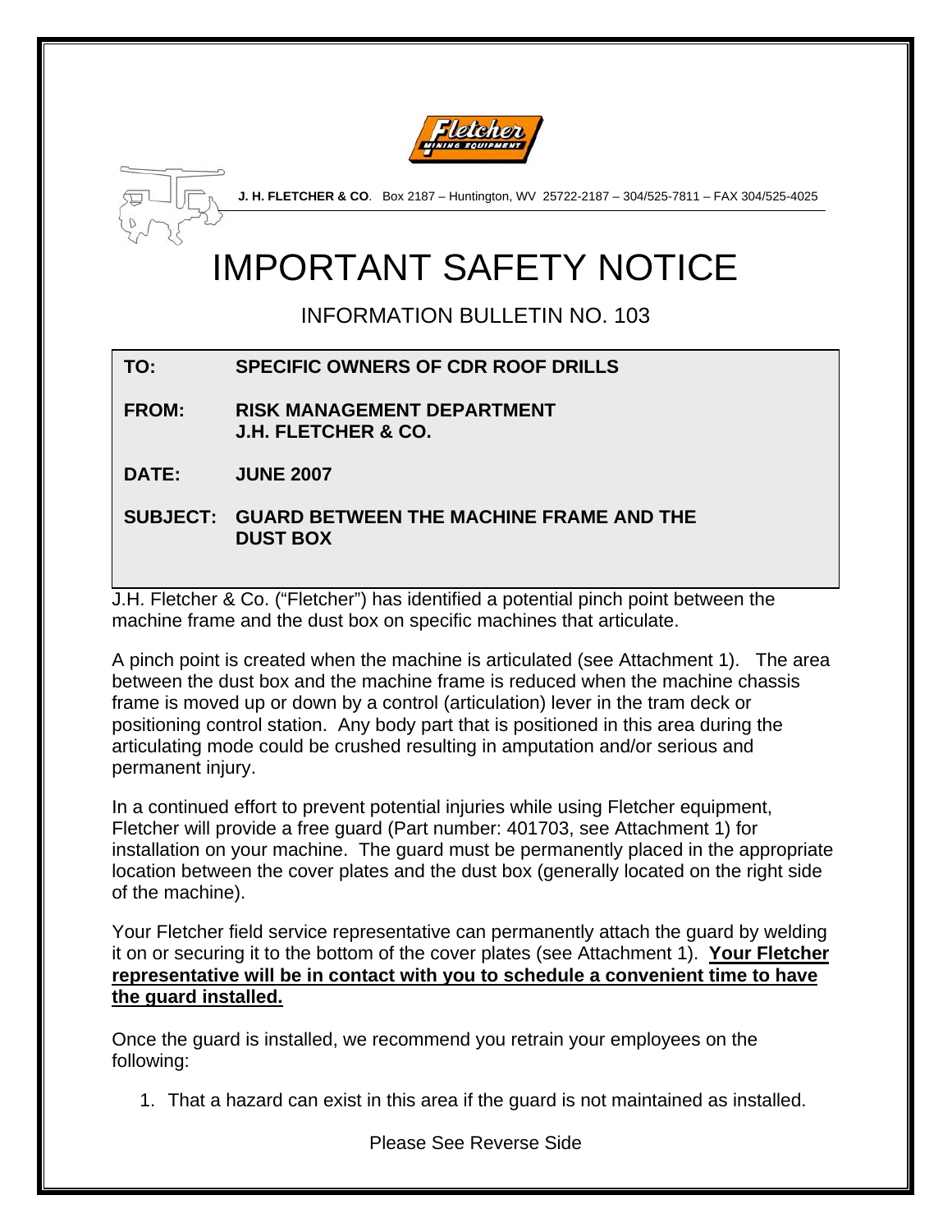**J. H. FLETCHER & CO**. Box 2187 – Huntington, WV 25722-2187 – 304/525-7811 – FAX 304/525-4025

# IMPORTANT SAFETY NOTICE

## INFORMATION BULLETIN NO. 103

**TO:** **SPECIFIC OWNERS OF CDR ROOF DRILLS**

**FROM:** **RISK MANAGEMENT DEPARTMENT**
**J.H. FLETCHER & CO.**

**DATE:** **JUNE 2007**

**SUBJECT:** **GUARD BETWEEN THE MACHINE FRAME AND THE DUST BOX**

J.H. Fletcher & Co. ("Fletcher") has identified a potential pinch point between the machine frame and the dust box on specific machines that articulate.

A pinch point is created when the machine is articulated (see Attachment 1). The area between the dust box and the machine frame is reduced when the machine chassis frame is moved up or down by a control (articulation) lever in the tram deck or positioning control station. Any body part that is positioned in this area during the articulating mode could be crushed resulting in amputation and/or serious and permanent injury.

In a continued effort to prevent potential injuries while using Fletcher equipment, Fletcher will provide a free guard (Part number: 401703, see Attachment 1) for installation on your machine. The guard must be permanently placed in the appropriate location between the cover plates and the dust box (generally located on the right side of the machine).

Your Fletcher field service representative can permanently attach the guard by welding it on or securing it to the bottom of the cover plates (see Attachment 1). **Your Fletcher representative will be in contact with you to schedule a convenient time to have the guard installed.**

Once the guard is installed, we recommend you retrain your employees on the following:

1. That a hazard can exist in this area if the guard is not maintained as installed.

Please See Reverse Side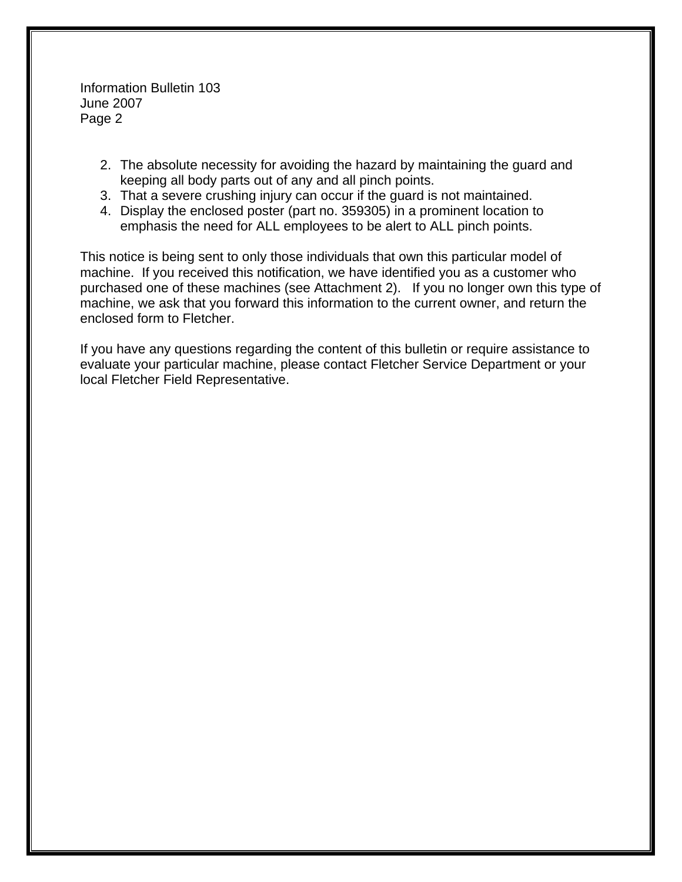2. The absolute necessity for avoiding the hazard by maintaining the guard and keeping all body parts out of any and all pinch points.
3. That a severe crushing injury can occur if the guard is not maintained.
4. Display the enclosed poster (part no. 359305) in a prominent location to emphasis the need for ALL employees to be alert to ALL pinch points.

This notice is being sent to only those individuals that own this particular model of machine. If you received this notification, we have identified you as a customer who purchased one of these machines (see Attachment 2). If you no longer own this type of machine, we ask that you forward this information to the current owner, and return the enclosed form to Fletcher.

If you have any questions regarding the content of this bulletin or require assistance to evaluate your particular machine, please contact Fletcher Service Department or your local Fletcher Field Representative.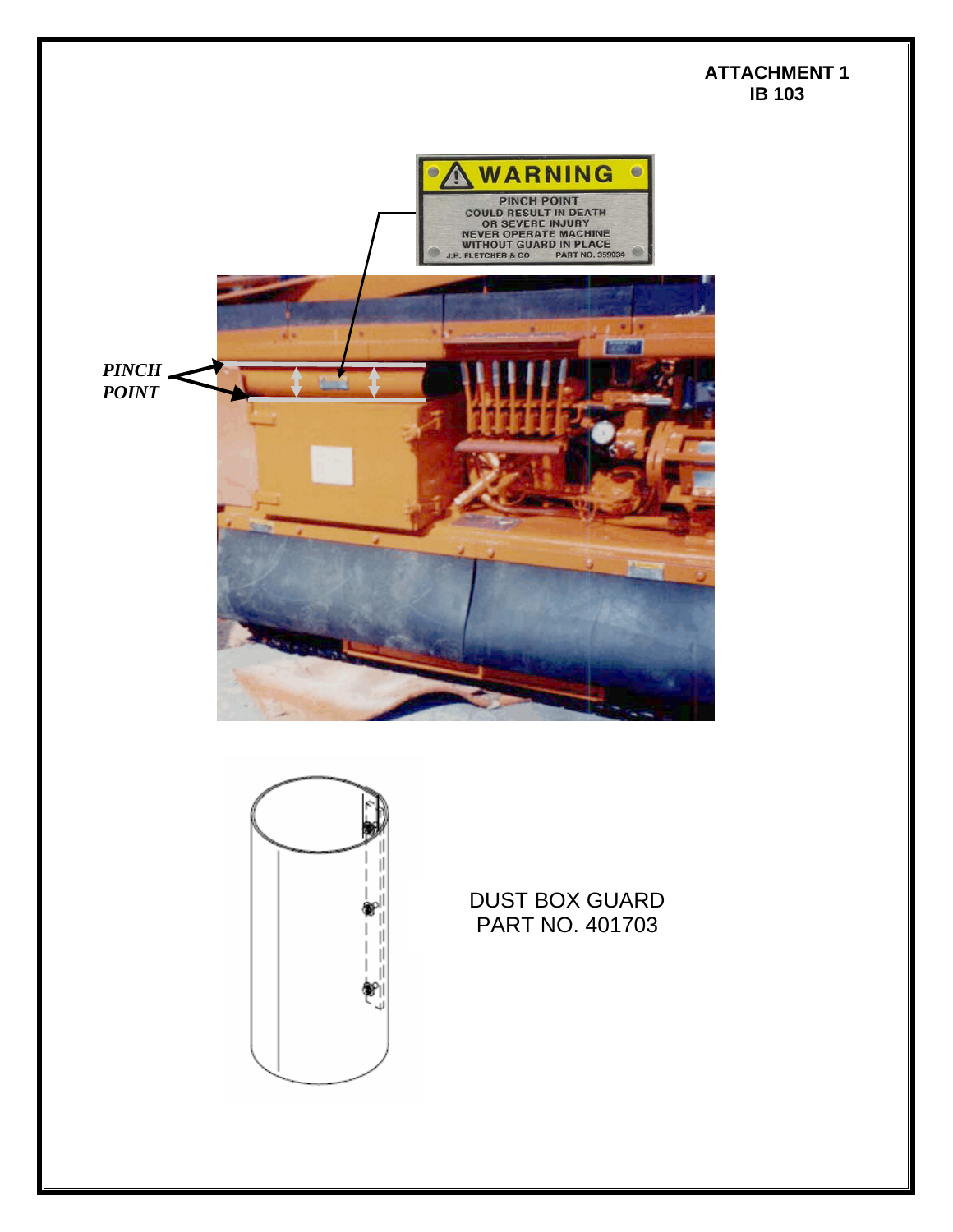**ATTACHMENT 1**
**IB 103**

WARNING

PINCH POINT
COULD RESULT IN DEATH
OR SEVERE INJURY
NEVER OPERATE MACHINE
WITHOUT GUARD IN PLACE

J.H. FLETCHER & CO PART NO. 359034

***PINCH POINT***

DUST BOX GUARD
PART NO. 401703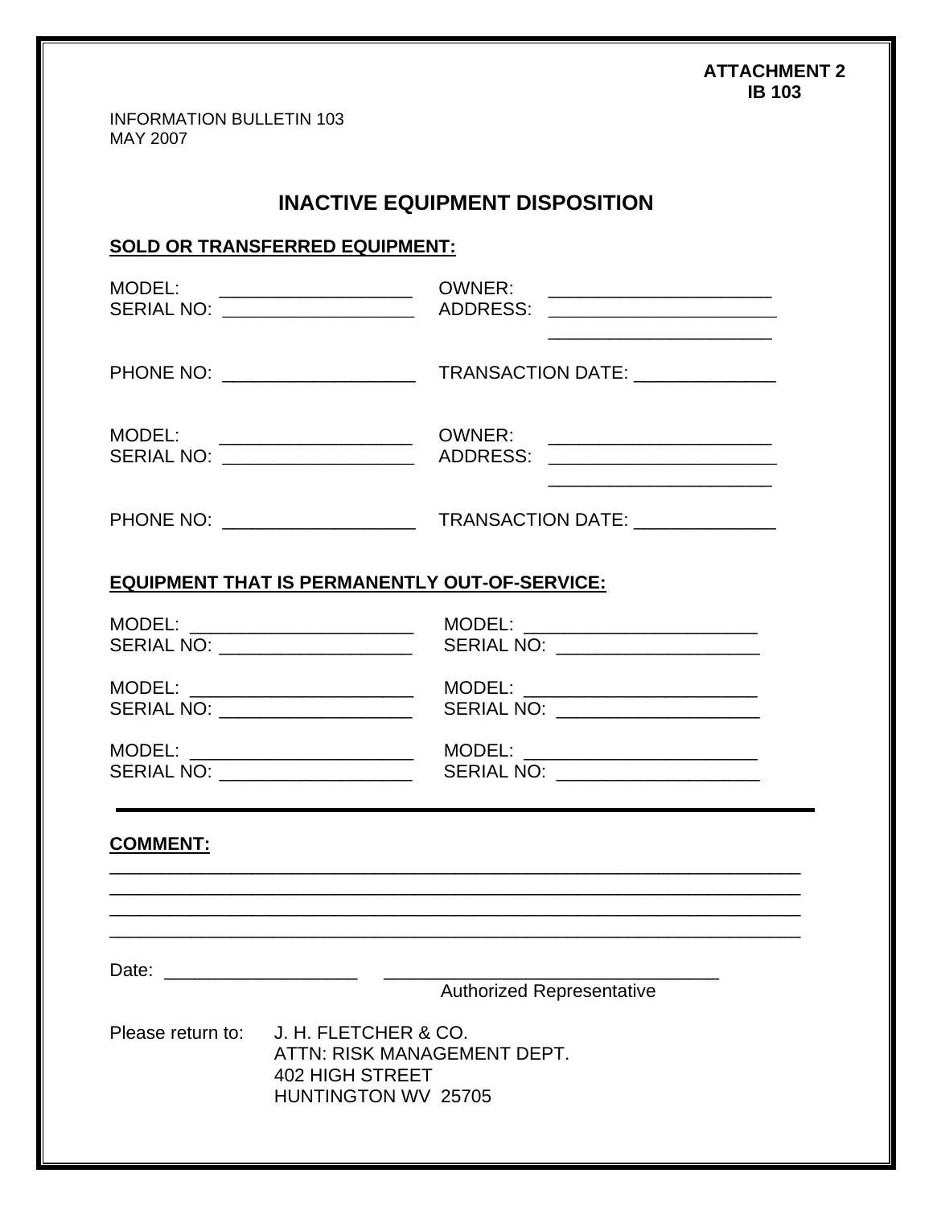**ATTACHMENT 2**
**IB 103**

INFORMATION BULLETIN 103
MAY 2007

# INACTIVE EQUIPMENT DISPOSITION

**SOLD OR TRANSFERRED EQUIPMENT:**

MODEL: ___________________ OWNER: ______________________
SERIAL NO: ___________________ ADDRESS: _______________________
_______________________

PHONE NO: ___________________ TRANSACTION DATE: ______________

MODEL: ___________________ OWNER: ______________________
SERIAL NO: ___________________ ADDRESS: _______________________
_______________________

PHONE NO: ___________________ TRANSACTION DATE: ______________

**EQUIPMENT THAT IS PERMANENTLY OUT-OF-SERVICE:**

MODEL: ______________________ MODEL: ________________________
SERIAL NO: ___________________ SERIAL NO: ____________________

MODEL: ______________________ MODEL: ________________________
SERIAL NO: ___________________ SERIAL NO: ____________________

MODEL: ______________________ MODEL: ________________________
SERIAL NO: ___________________ SERIAL NO: ____________________

---

**COMMENT:**

_____________________________________________________________________
_____________________________________________________________________
_____________________________________________________________________
_____________________________________________________________________

Date: ___________________ _________________________________
Authorized Representative

Please return to: J. H. FLETCHER & CO.
ATTN: RISK MANAGEMENT DEPT.
402 HIGH STREET
HUNTINGTON WV 25705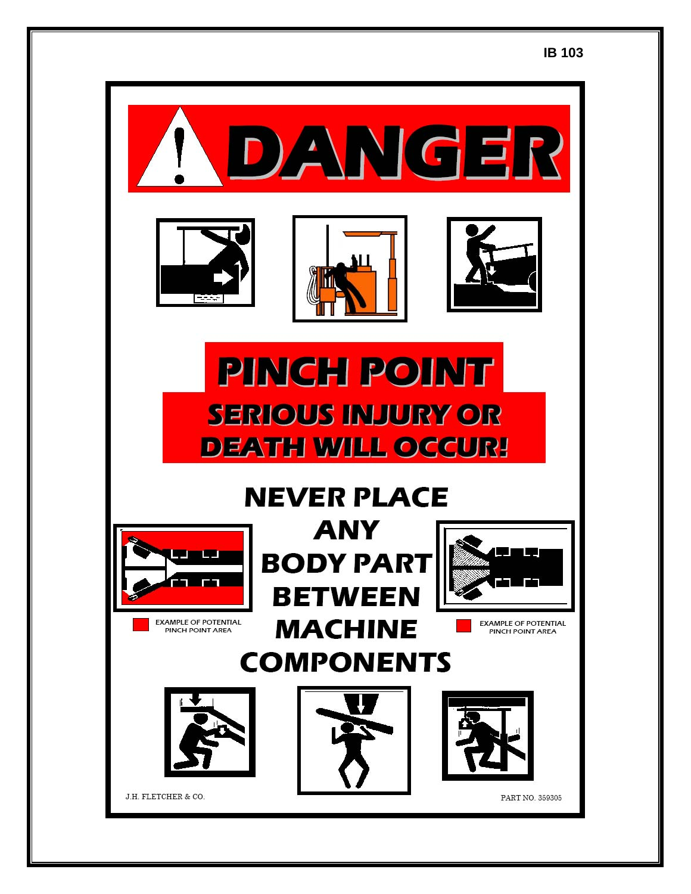IB 103

# DANGER

## PINCH POINT

**SERIOUS INJURY OR DEATH WILL OCCUR!**

**NEVER PLACE ANY BODY PART BETWEEN MACHINE COMPONENTS**

EXAMPLE OF POTENTIAL PINCH POINT AREA

EXAMPLE OF POTENTIAL PINCH POINT AREA

J.H. FLETCHER & CO.

PART NO. 359305